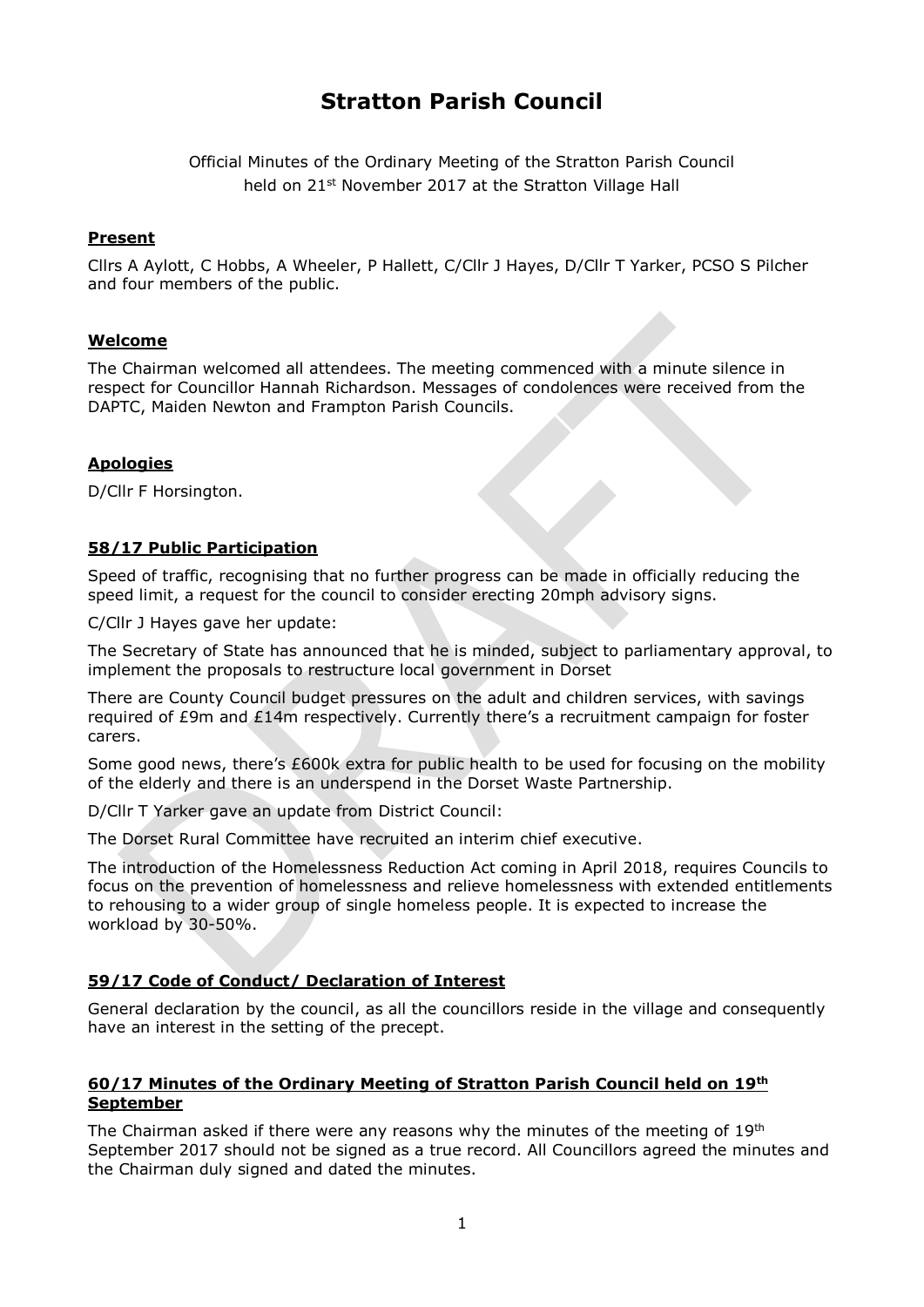# Stratton Parish Council

Official Minutes of the Ordinary Meeting of the Stratton Parish Council
held on 21st November 2017 at the Stratton Village Hall

## Present

Cllrs A Aylott, C Hobbs, A Wheeler, P Hallett, C/Cllr J Hayes, D/Cllr T Yarker, PCSO S Pilcher and four members of the public.

## Welcome

The Chairman welcomed all attendees. The meeting commenced with a minute silence in respect for Councillor Hannah Richardson. Messages of condolences were received from the DAPTC, Maiden Newton and Frampton Parish Councils.

## Apologies

D/Cllr F Horsington.

## 58/17 Public Participation

Speed of traffic, recognising that no further progress can be made in officially reducing the speed limit, a request for the council to consider erecting 20mph advisory signs.

C/Cllr J Hayes gave her update:

The Secretary of State has announced that he is minded, subject to parliamentary approval, to implement the proposals to restructure local government in Dorset

There are County Council budget pressures on the adult and children services, with savings required of £9m and £14m respectively. Currently there's a recruitment campaign for foster carers.

Some good news, there's £600k extra for public health to be used for focusing on the mobility of the elderly and there is an underspend in the Dorset Waste Partnership.

D/Cllr T Yarker gave an update from District Council:

The Dorset Rural Committee have recruited an interim chief executive.

The introduction of the Homelessness Reduction Act coming in April 2018, requires Councils to focus on the prevention of homelessness and relieve homelessness with extended entitlements to rehousing to a wider group of single homeless people. It is expected to increase the workload by 30-50%.

## 59/17 Code of Conduct/ Declaration of Interest

General declaration by the council, as all the councillors reside in the village and consequently have an interest in the setting of the precept.

## 60/17 Minutes of the Ordinary Meeting of Stratton Parish Council held on 19th September

The Chairman asked if there were any reasons why the minutes of the meeting of 19th September 2017 should not be signed as a true record. All Councillors agreed the minutes and the Chairman duly signed and dated the minutes.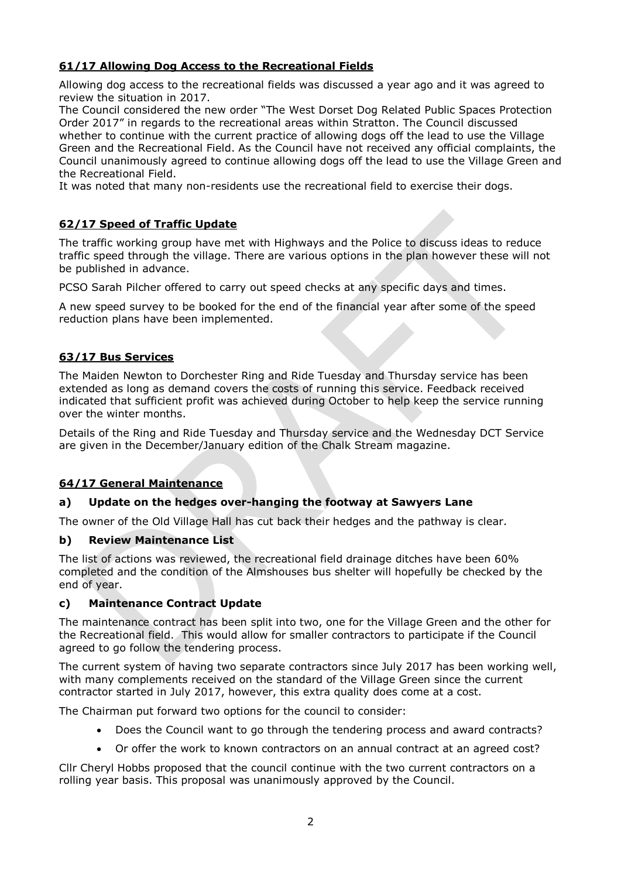## **61/17 Allowing Dog Access to the Recreational Fields**

Allowing dog access to the recreational fields was discussed a year ago and it was agreed to review the situation in 2017.

The Council considered the new order "The West Dorset Dog Related Public Spaces Protection Order 2017" in regards to the recreational areas within Stratton. The Council discussed whether to continue with the current practice of allowing dogs off the lead to use the Village Green and the Recreational Field. As the Council have not received any official complaints, the Council unanimously agreed to continue allowing dogs off the lead to use the Village Green and the Recreational Field.

It was noted that many non-residents use the recreational field to exercise their dogs.

## **62/17 Speed of Traffic Update**

The traffic working group have met with Highways and the Police to discuss ideas to reduce traffic speed through the village. There are various options in the plan however these will not be published in advance.

PCSO Sarah Pilcher offered to carry out speed checks at any specific days and times.

A new speed survey to be booked for the end of the financial year after some of the speed reduction plans have been implemented.

## **63/17 Bus Services**

The Maiden Newton to Dorchester Ring and Ride Tuesday and Thursday service has been extended as long as demand covers the costs of running this service. Feedback received indicated that sufficient profit was achieved during October to help keep the service running over the winter months.

Details of the Ring and Ride Tuesday and Thursday service and the Wednesday DCT Service are given in the December/January edition of the Chalk Stream magazine.

## **64/17 General Maintenance**

### **a) Update on the hedges over-hanging the footway at Sawyers Lane**

The owner of the Old Village Hall has cut back their hedges and the pathway is clear.

### **b) Review Maintenance List**

The list of actions was reviewed, the recreational field drainage ditches have been 60% completed and the condition of the Almshouses bus shelter will hopefully be checked by the end of year.

### **c) Maintenance Contract Update**

The maintenance contract has been split into two, one for the Village Green and the other for the Recreational field. This would allow for smaller contractors to participate if the Council agreed to go follow the tendering process.

The current system of having two separate contractors since July 2017 has been working well, with many complements received on the standard of the Village Green since the current contractor started in July 2017, however, this extra quality does come at a cost.

The Chairman put forward two options for the council to consider:

- Does the Council want to go through the tendering process and award contracts?
- Or offer the work to known contractors on an annual contract at an agreed cost?

Cllr Cheryl Hobbs proposed that the council continue with the two current contractors on a rolling year basis. This proposal was unanimously approved by the Council.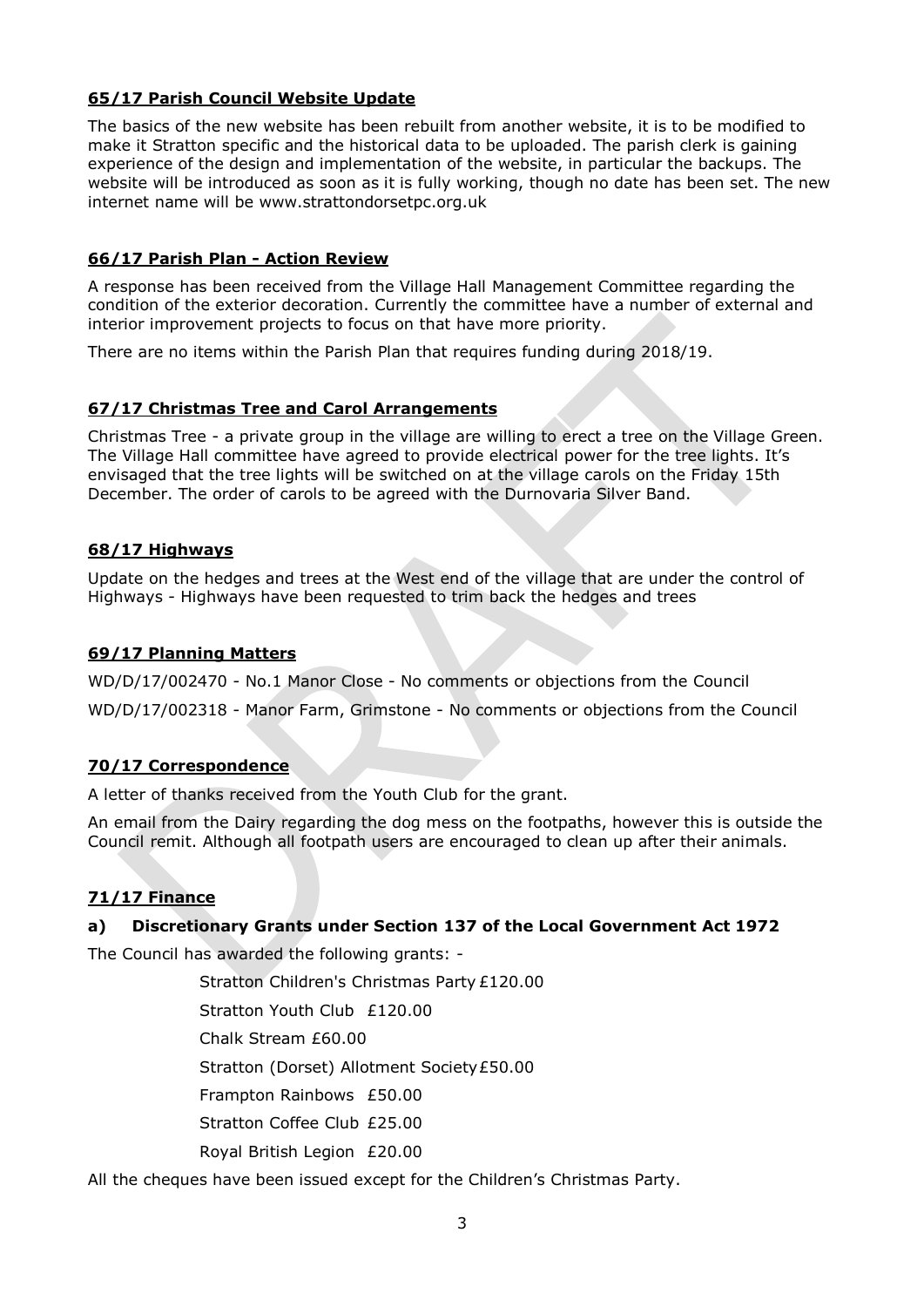## 65/17 Parish Council Website Update

The basics of the new website has been rebuilt from another website, it is to be modified to make it Stratton specific and the historical data to be uploaded. The parish clerk is gaining experience of the design and implementation of the website, in particular the backups. The website will be introduced as soon as it is fully working, though no date has been set. The new internet name will be www.strattondorsetpc.org.uk

## 66/17 Parish Plan - Action Review

A response has been received from the Village Hall Management Committee regarding the condition of the exterior decoration. Currently the committee have a number of external and interior improvement projects to focus on that have more priority.

There are no items within the Parish Plan that requires funding during 2018/19.

## 67/17 Christmas Tree and Carol Arrangements

Christmas Tree - a private group in the village are willing to erect a tree on the Village Green. The Village Hall committee have agreed to provide electrical power for the tree lights. It's envisaged that the tree lights will be switched on at the village carols on the Friday 15th December. The order of carols to be agreed with the Durnovaria Silver Band.

## 68/17 Highways

Update on the hedges and trees at the West end of the village that are under the control of Highways - Highways have been requested to trim back the hedges and trees

## 69/17 Planning Matters

WD/D/17/002470 - No.1 Manor Close - No comments or objections from the Council

WD/D/17/002318 - Manor Farm, Grimstone - No comments or objections from the Council

## 70/17 Correspondence

A letter of thanks received from the Youth Club for the grant.

An email from the Dairy regarding the dog mess on the footpaths, however this is outside the Council remit. Although all footpath users are encouraged to clean up after their animals.

## 71/17 Finance

### a) Discretionary Grants under Section 137 of the Local Government Act 1972

The Council has awarded the following grants: -

Stratton Children's Christmas Party £120.00

Stratton Youth Club £120.00

Chalk Stream £60.00

Stratton (Dorset) Allotment Society £50.00

Frampton Rainbows £50.00

Stratton Coffee Club £25.00

Royal British Legion £20.00

All the cheques have been issued except for the Children's Christmas Party.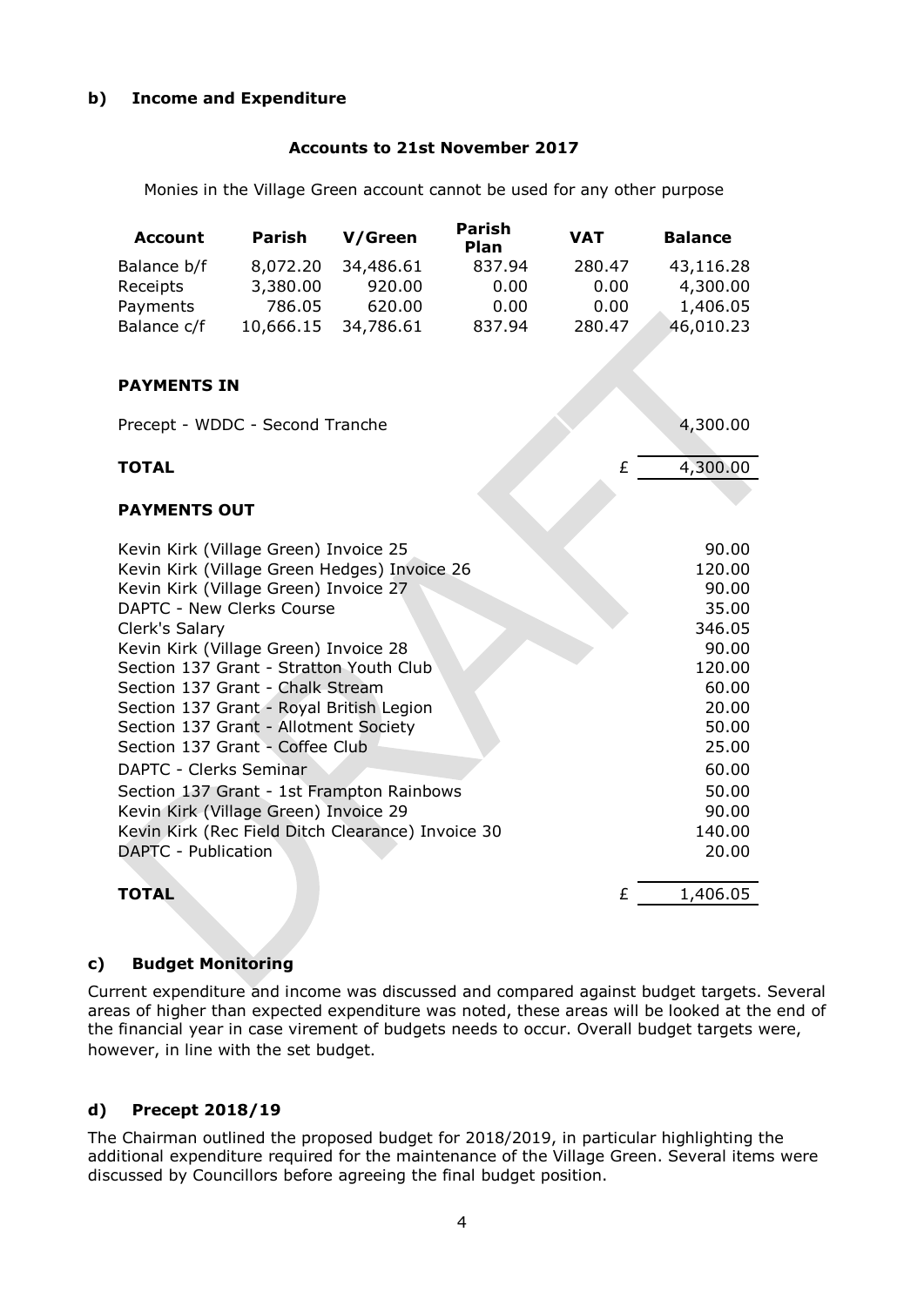### b) Income and Expenditure

**Accounts to 21st November 2017**

Monies in the Village Green account cannot be used for any other purpose

| Account | Parish | V/Green | Parish Plan | VAT | Balance |
|---|---|---|---|---|---|
| Balance b/f | 8,072.20 | 34,486.61 | 837.94 | 280.47 | 43,116.28 |
| Receipts | 3,380.00 | 920.00 | 0.00 | 0.00 | 4,300.00 |
| Payments | 786.05 | 620.00 | 0.00 | 0.00 | 1,406.05 |
| Balance c/f | 10,666.15 | 34,786.61 | 837.94 | 280.47 | 46,010.23 |

**PAYMENTS IN**

| | | |
|---|---|---|
| Precept - WDDC - Second Tranche | | 4,300.00 |
| **TOTAL** | £ | 4,300.00 |

**PAYMENTS OUT**

| | | |
|---|---|---|
| Kevin Kirk (Village Green) Invoice 25 | | 90.00 |
| Kevin Kirk (Village Green Hedges) Invoice 26 | | 120.00 |
| Kevin Kirk (Village Green) Invoice 27 | | 90.00 |
| DAPTC - New Clerks Course | | 35.00 |
| Clerk's Salary | | 346.05 |
| Kevin Kirk (Village Green) Invoice 28 | | 90.00 |
| Section 137 Grant - Stratton Youth Club | | 120.00 |
| Section 137 Grant - Chalk Stream | | 60.00 |
| Section 137 Grant - Royal British Legion | | 20.00 |
| Section 137 Grant - Allotment Society | | 50.00 |
| Section 137 Grant - Coffee Club | | 25.00 |
| DAPTC - Clerks Seminar | | 60.00 |
| Section 137 Grant - 1st Frampton Rainbows | | 50.00 |
| Kevin Kirk (Village Green) Invoice 29 | | 90.00 |
| Kevin Kirk (Rec Field Ditch Clearance) Invoice 30 | | 140.00 |
| DAPTC - Publication | | 20.00 |
| **TOTAL** | £ | 1,406.05 |

### c) Budget Monitoring

Current expenditure and income was discussed and compared against budget targets. Several areas of higher than expected expenditure was noted, these areas will be looked at the end of the financial year in case virement of budgets needs to occur. Overall budget targets were, however, in line with the set budget.

### d) Precept 2018/19

The Chairman outlined the proposed budget for 2018/2019, in particular highlighting the additional expenditure required for the maintenance of the Village Green. Several items were discussed by Councillors before agreeing the final budget position.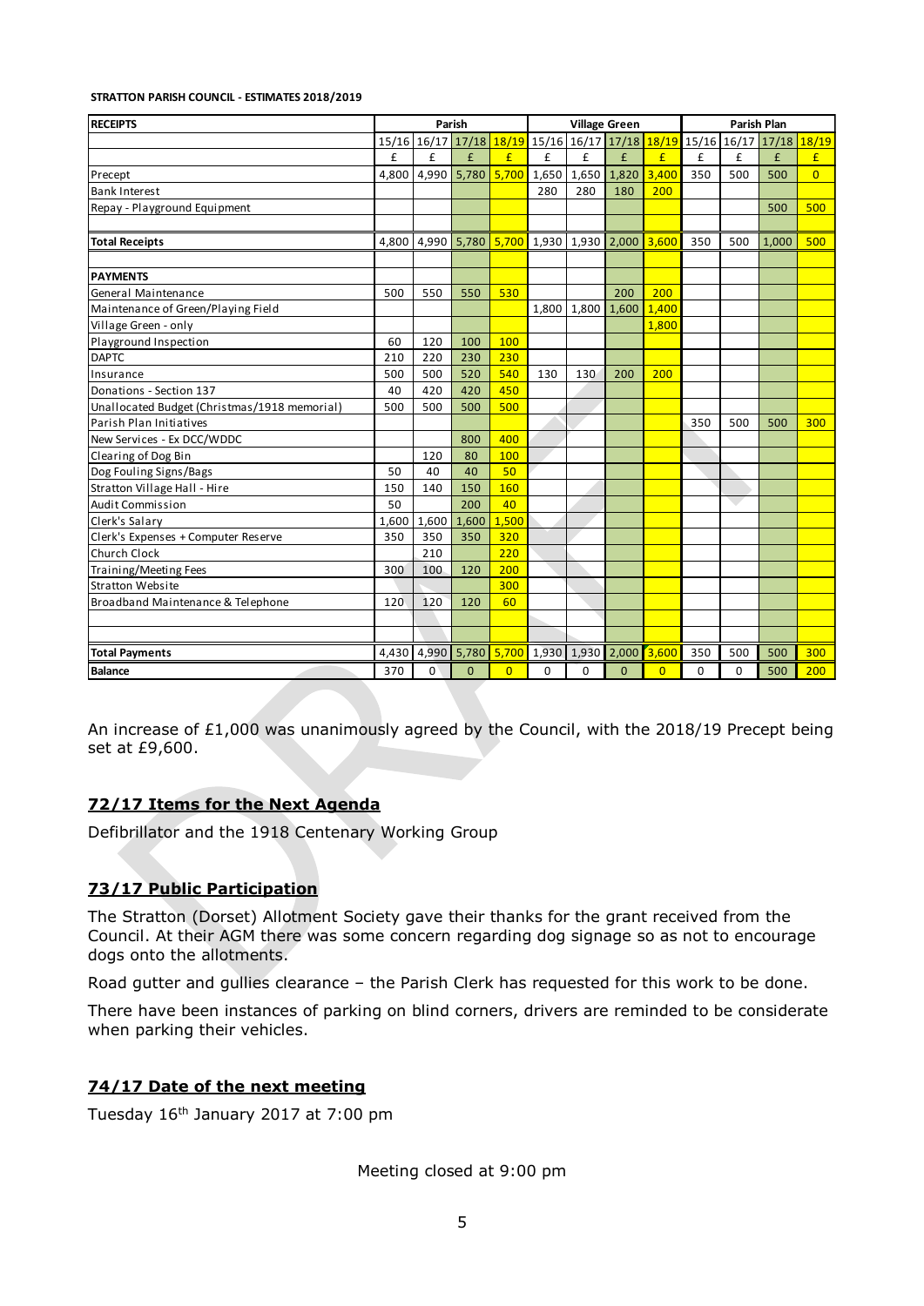**STRATTON PARISH COUNCIL - ESTIMATES 2018/2019**

| RECEIPTS | Parish | | | | Village Green | | | | Parish Plan | | | |
|---|---|---|---|---|---|---|---|---|---|---|---|---|
| | 15/16 | 16/17 | 17/18 | 18/19 | 15/16 | 16/17 | 17/18 | 18/19 | 15/16 | 16/17 | 17/18 | 18/19 |
| | £ | £ | £ | £ | £ | £ | £ | £ | £ | £ | £ | £ |
| Precept | 4,800 | 4,990 | 5,780 | 5,700 | 1,650 | 1,650 | 1,820 | 3,400 | 350 | 500 | 500 | 0 |
| Bank Interest | | | | | 280 | 280 | 180 | 200 | | | | |
| Repay - Playground Equipment | | | | | | | | | | | 500 | 500 |
| | | | | | | | | | | | | |
| **Total Receipts** | 4,800 | 4,990 | 5,780 | 5,700 | 1,930 | 1,930 | 2,000 | 3,600 | 350 | 500 | 1,000 | 500 |
| | | | | | | | | | | | | |
| **PAYMENTS** | | | | | | | | | | | | |
| General Maintenance | 500 | 550 | 550 | 530 | | | 200 | 200 | | | | |
| Maintenance of Green/Playing Field | | | | | 1,800 | 1,800 | 1,600 | 1,400 | | | | |
| Village Green - only | | | | | | | | 1,800 | | | | |
| Playground Inspection | 60 | 120 | 100 | 100 | | | | | | | | |
| DAPTC | 210 | 220 | 230 | 230 | | | | | | | | |
| Insurance | 500 | 500 | 520 | 540 | 130 | 130 | 200 | 200 | | | | |
| Donations - Section 137 | 40 | 420 | 420 | 450 | | | | | | | | |
| Unallocated Budget (Christmas/1918 memorial) | 500 | 500 | 500 | 500 | | | | | | | | |
| Parish Plan Initiatives | | | | | | | | | 350 | 500 | 500 | 300 |
| New Services - Ex DCC/WDDC | | | 800 | 400 | | | | | | | | |
| Clearing of Dog Bin | | 120 | 80 | 100 | | | | | | | | |
| Dog Fouling Signs/Bags | 50 | 40 | 40 | 50 | | | | | | | | |
| Stratton Village Hall - Hire | 150 | 140 | 150 | 160 | | | | | | | | |
| Audit Commission | 50 | | 200 | 40 | | | | | | | | |
| Clerk's Salary | 1,600 | 1,600 | 1,600 | 1,500 | | | | | | | | |
| Clerk's Expenses + Computer Reserve | 350 | 350 | 350 | 320 | | | | | | | | |
| Church Clock | | 210 | | 220 | | | | | | | | |
| Training/Meeting Fees | 300 | 100 | 120 | 200 | | | | | | | | |
| Stratton Website | | | | 300 | | | | | | | | |
| Broadband Maintenance & Telephone | 120 | 120 | 120 | 60 | | | | | | | | |
| | | | | | | | | | | | | |
| | | | | | | | | | | | | |
| **Total Payments** | 4,430 | 4,990 | 5,780 | 5,700 | 1,930 | 1,930 | 2,000 | 3,600 | 350 | 500 | 500 | 300 |
| **Balance** | 370 | 0 | 0 | 0 | 0 | 0 | 0 | 0 | 0 | 0 | 500 | 200 |

An increase of £1,000 was unanimously agreed by the Council, with the 2018/19 Precept being set at £9,600.

## 72/17 Items for the Next Agenda

Defibrillator and the 1918 Centenary Working Group

## 73/17 Public Participation

The Stratton (Dorset) Allotment Society gave their thanks for the grant received from the Council. At their AGM there was some concern regarding dog signage so as not to encourage dogs onto the allotments.

Road gutter and gullies clearance – the Parish Clerk has requested for this work to be done.

There have been instances of parking on blind corners, drivers are reminded to be considerate when parking their vehicles.

## 74/17 Date of the next meeting

Tuesday 16th January 2017 at 7:00 pm

Meeting closed at 9:00 pm